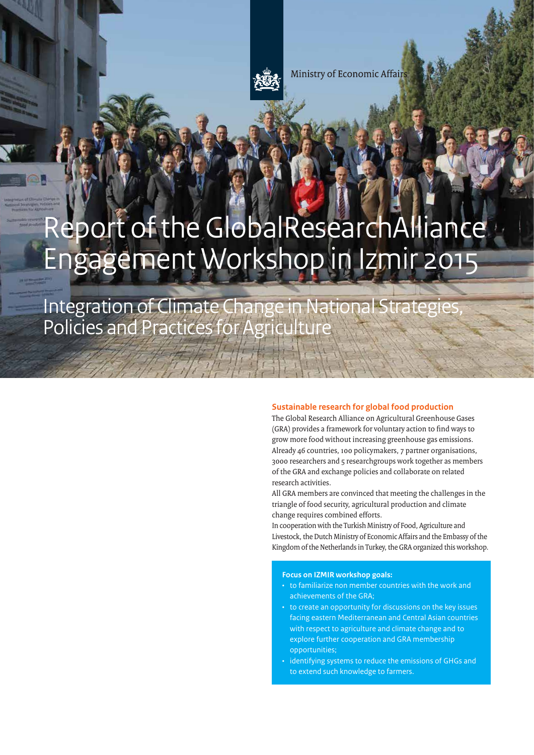Ministry of Economic Affairs

# Report of the GlobalResearchAlliance Engagement Workshop in Izmir 2015

## Integration of Climate Change in National Strategies, Policies and Practices for Agriculture

### Sustainable research for global food production

The Global Research Alliance on Agricultural Greenhouse Gases (GRA) provides a framework for voluntary action to find ways to grow more food without increasing greenhouse gas emissions. Already 46 countries, 100 policymakers, 7 partner organisations, 3000 researchers and 5 researchgroups work together as members of the GRA and exchange policies and collaborate on related research activities.

All GRA members are convinced that meeting the challenges in the triangle of food security, agricultural production and climate change requires combined efforts.

In cooperation with the Turkish Ministry of Food, Agriculture and Livestock, the Dutch Ministry of Economic Affairs and the Embassy of the Kingdom of the Netherlands in Turkey, the GRA organized this workshop.

**Focus on IZMIR workshop goals:**

- to familiarize non member countries with the work and achievements of the GRA;
- to create an opportunity for discussions on the key issues facing eastern Mediterranean and Central Asian countries with respect to agriculture and climate change and to explore further cooperation and GRA membership opportunities;
- identifying systems to reduce the emissions of GHGs and to extend such knowledge to farmers.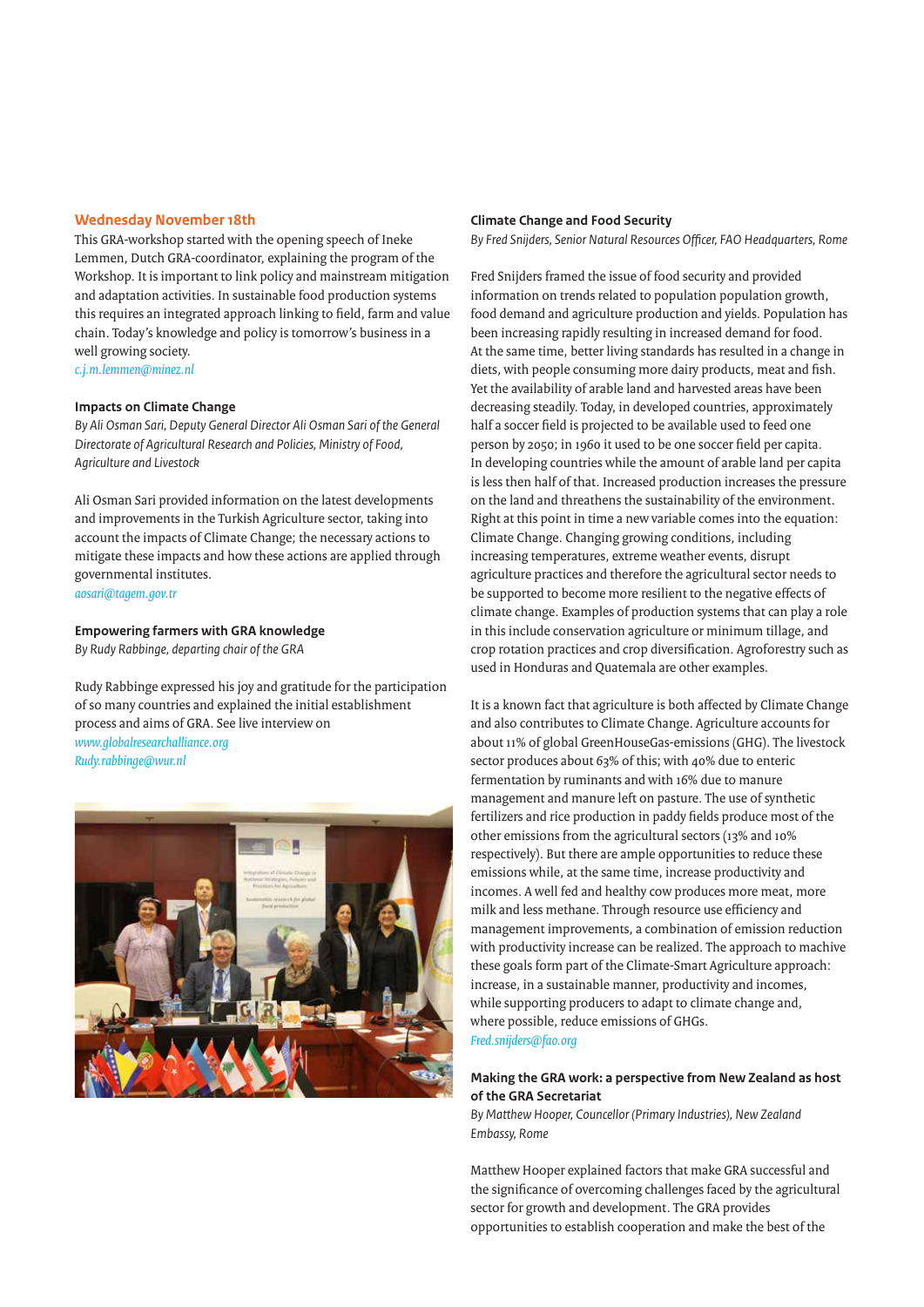## Wednesday November 18th

This GRA-workshop started with the opening speech of Ineke Lemmen, Dutch GRA-coordinator, explaining the program of the Workshop. It is important to link policy and mainstream mitigation and adaptation activities. In sustainable food production systems this requires an integrated approach linking to field, farm and value chain. Today's knowledge and policy is tomorrow's business in a well growing society.
*c.j.m.lemmen@minez.nl*

### Impacts on Climate Change

*By Ali Osman Sari, Deputy General Director Ali Osman Sari of the General Directorate of Agricultural Research and Policies, Ministry of Food, Agriculture and Livestock*

Ali Osman Sari provided information on the latest developments and improvements in the Turkish Agriculture sector, taking into account the impacts of Climate Change; the necessary actions to mitigate these impacts and how these actions are applied through governmental institutes.
*aosari@tagem.gov.tr*

### Empowering farmers with GRA knowledge

*By Rudy Rabbinge, departing chair of the GRA*

Rudy Rabbinge expressed his joy and gratitude for the participation of so many countries and explained the initial establishment process and aims of GRA. See live interview on
*www.globalresearchalliance.org*
*Rudy.rabbinge@wur.nl*

### Climate Change and Food Security

*By Fred Snijders, Senior Natural Resources Officer, FAO Headquarters, Rome*

Fred Snijders framed the issue of food security and provided information on trends related to population population growth, food demand and agriculture production and yields. Population has been increasing rapidly resulting in increased demand for food. At the same time, better living standards has resulted in a change in diets, with people consuming more dairy products, meat and fish. Yet the availability of arable land and harvested areas have been decreasing steadily. Today, in developed countries, approximately half a soccer field is projected to be available used to feed one person by 2050; in 1960 it used to be one soccer field per capita. In developing countries while the amount of arable land per capita is less then half of that. Increased production increases the pressure on the land and threathens the sustainability of the environment. Right at this point in time a new variable comes into the equation: Climate Change. Changing growing conditions, including increasing temperatures, extreme weather events, disrupt agriculture practices and therefore the agricultural sector needs to be supported to become more resilient to the negative effects of climate change. Examples of production systems that can play a role in this include conservation agriculture or minimum tillage, and crop rotation practices and crop diversification. Agroforestry such as used in Honduras and Quatemala are other examples.

It is a known fact that agriculture is both affected by Climate Change and also contributes to Climate Change. Agriculture accounts for about 11% of global GreenHouseGas-emissions (GHG). The livestock sector produces about 63% of this; with 40% due to enteric fermentation by ruminants and with 16% due to manure management and manure left on pasture. The use of synthetic fertilizers and rice production in paddy fields produce most of the other emissions from the agricultural sectors (13% and 10% respectively). But there are ample opportunities to reduce these emissions while, at the same time, increase productivity and incomes. A well fed and healthy cow produces more meat, more milk and less methane. Through resource use efficiency and management improvements, a combination of emission reduction with productivity increase can be realized. The approach to machive these goals form part of the Climate-Smart Agriculture approach: increase, in a sustainable manner, productivity and incomes, while supporting producers to adapt to climate change and, where possible, reduce emissions of GHGs.
*Fred.snijders@fao.org*

### Making the GRA work: a perspective from New Zealand as host of the GRA Secretariat

*By Matthew Hooper, Councellor (Primary Industries), New Zealand Embassy, Rome*

Matthew Hooper explained factors that make GRA successful and the significance of overcoming challenges faced by the agricultural sector for growth and development. The GRA provides opportunities to establish cooperation and make the best of the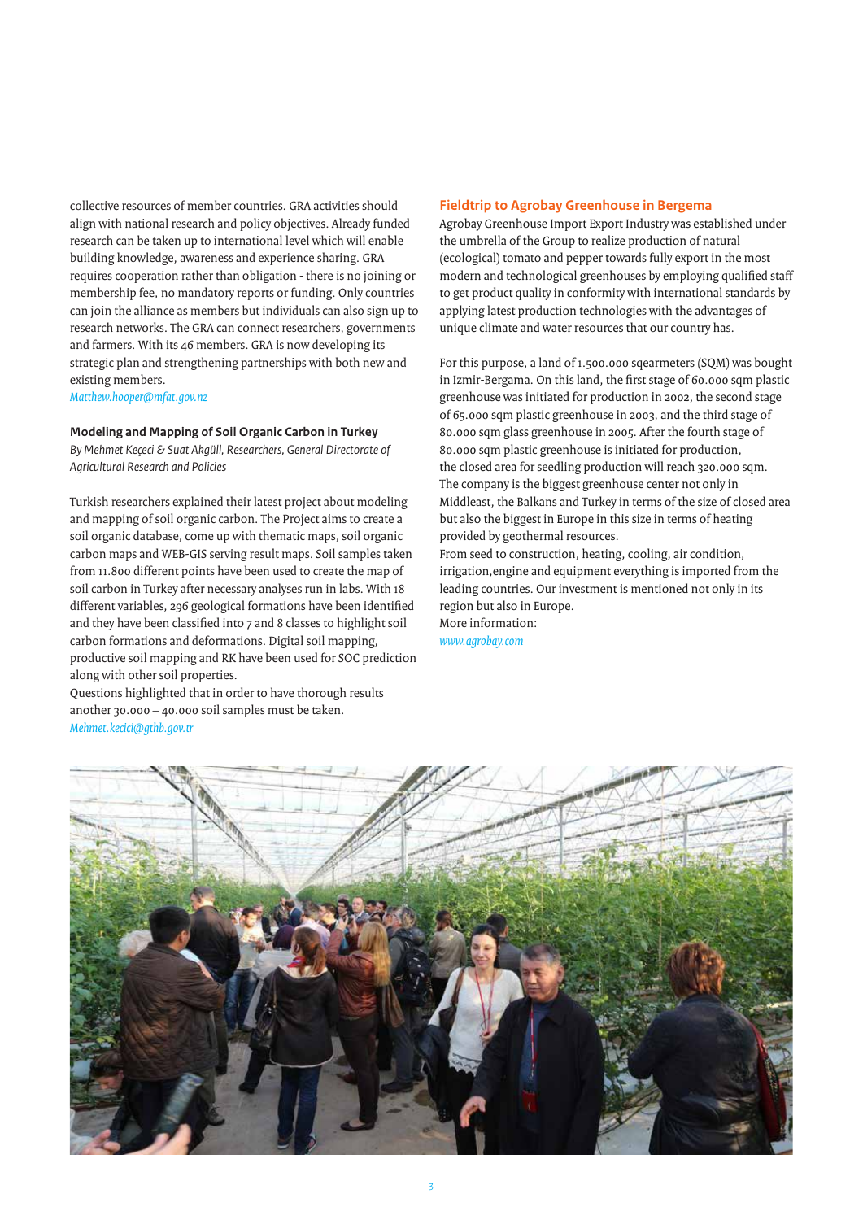collective resources of member countries. GRA activities should align with national research and policy objectives. Already funded research can be taken up to international level which will enable building knowledge, awareness and experience sharing. GRA requires cooperation rather than obligation - there is no joining or membership fee, no mandatory reports or funding. Only countries can join the alliance as members but individuals can also sign up to research networks. The GRA can connect researchers, governments and farmers. With its 46 members. GRA is now developing its strategic plan and strengthening partnerships with both new and existing members.

*Matthew.hooper@mfat.gov.nz*

### Modeling and Mapping of Soil Organic Carbon in Turkey

*By Mehmet Keçeci & Suat Akgüll, Researchers, General Directorate of Agricultural Research and Policies*

Turkish researchers explained their latest project about modeling and mapping of soil organic carbon. The Project aims to create a soil organic database, come up with thematic maps, soil organic carbon maps and WEB-GIS serving result maps. Soil samples taken from 11.800 different points have been used to create the map of soil carbon in Turkey after necessary analyses run in labs. With 18 different variables, 296 geological formations have been identified and they have been classified into 7 and 8 classes to highlight soil carbon formations and deformations. Digital soil mapping, productive soil mapping and RK have been used for SOC prediction along with other soil properties.

Questions highlighted that in order to have thorough results another 30.000 – 40.000 soil samples must be taken.

*Mehmet.kecici@gthb.gov.tr*

### Fieldtrip to Agrobay Greenhouse in Bergema

Agrobay Greenhouse Import Export Industry was established under the umbrella of the Group to realize production of natural (ecological) tomato and pepper towards fully export in the most modern and technological greenhouses by employing qualified staff to get product quality in conformity with international standards by applying latest production technologies with the advantages of unique climate and water resources that our country has.

For this purpose, a land of 1.500.000 sqearmeters (SQM) was bought in Izmir-Bergama. On this land, the first stage of 60.000 sqm plastic greenhouse was initiated for production in 2002, the second stage of 65.000 sqm plastic greenhouse in 2003, and the third stage of 80.000 sqm glass greenhouse in 2005. After the fourth stage of 80.000 sqm plastic greenhouse is initiated for production, the closed area for seedling production will reach 320.000 sqm. The company is the biggest greenhouse center not only in Middleast, the Balkans and Turkey in terms of the size of closed area but also the biggest in Europe in this size in terms of heating provided by geothermal resources.

From seed to construction, heating, cooling, air condition, irrigation,engine and equipment everything is imported from the leading countries. Our investment is mentioned not only in its region but also in Europe.

More information:

*www.agrobay.com*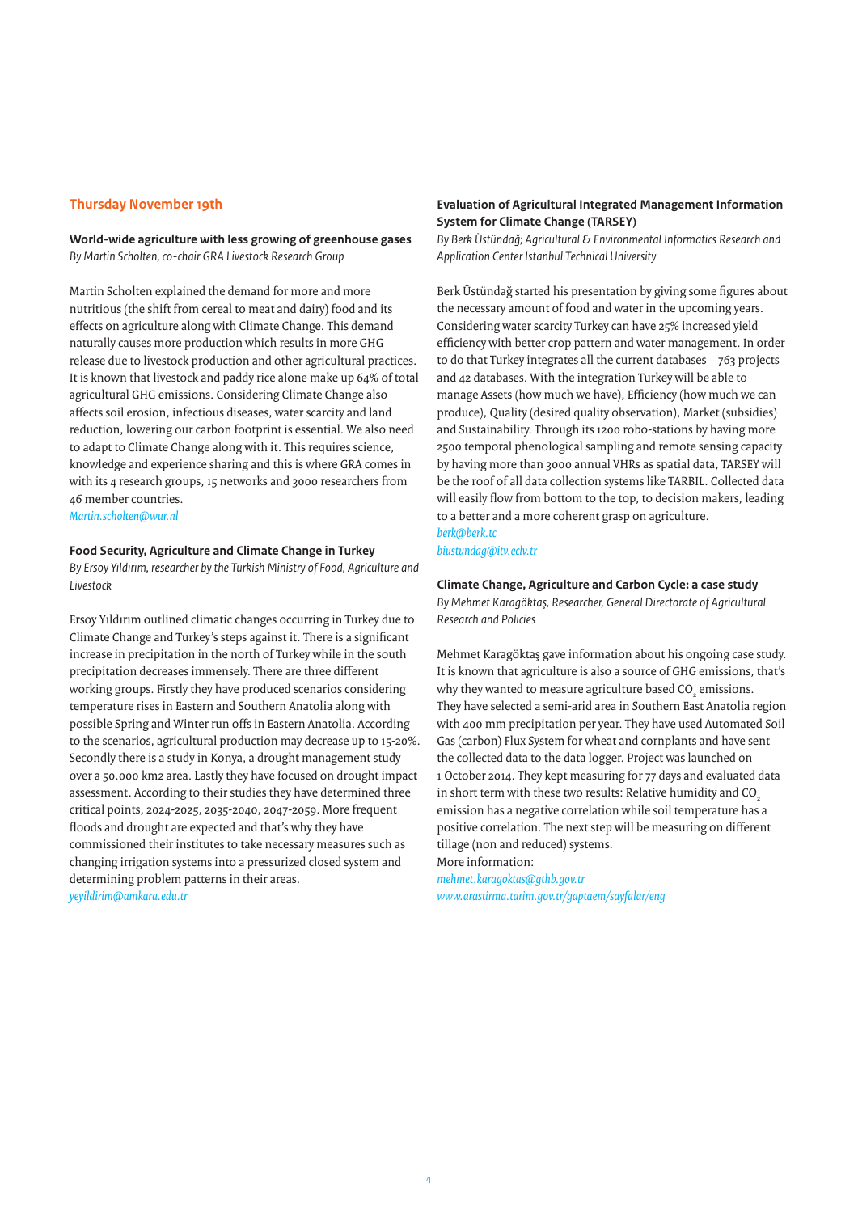## Thursday November 19th

**World-wide agriculture with less growing of greenhouse gases**
*By Martin Scholten, co-chair GRA Livestock Research Group*

Martin Scholten explained the demand for more and more nutritious (the shift from cereal to meat and dairy) food and its effects on agriculture along with Climate Change. This demand naturally causes more production which results in more GHG release due to livestock production and other agricultural practices. It is known that livestock and paddy rice alone make up 64% of total agricultural GHG emissions. Considering Climate Change also affects soil erosion, infectious diseases, water scarcity and land reduction, lowering our carbon footprint is essential. We also need to adapt to Climate Change along with it. This requires science, knowledge and experience sharing and this is where GRA comes in with its 4 research groups, 15 networks and 3000 researchers from 46 member countries.
*Martin.scholten@wur.nl*

**Food Security, Agriculture and Climate Change in Turkey**
*By Ersoy Yıldırım, researcher by the Turkish Ministry of Food, Agriculture and Livestock*

Ersoy Yıldırım outlined climatic changes occurring in Turkey due to Climate Change and Turkey's steps against it. There is a significant increase in precipitation in the north of Turkey while in the south precipitation decreases immensely. There are three different working groups. Firstly they have produced scenarios considering temperature rises in Eastern and Southern Anatolia along with possible Spring and Winter run offs in Eastern Anatolia. According to the scenarios, agricultural production may decrease up to 15-20%. Secondly there is a study in Konya, a drought management study over a 50.000 km2 area. Lastly they have focused on drought impact assessment. According to their studies they have determined three critical points, 2024-2025, 2035-2040, 2047-2059. More frequent floods and drought are expected and that's why they have commissioned their institutes to take necessary measures such as changing irrigation systems into a pressurized closed system and determining problem patterns in their areas.
*yeyildirim@amkara.edu.tr*

**Evaluation of Agricultural Integrated Management Information System for Climate Change (TARSEY)**
*By Berk Üstündağ; Agricultural & Environmental Informatics Research and Application Center Istanbul Technical University*

Berk Üstündağ started his presentation by giving some figures about the necessary amount of food and water in the upcoming years. Considering water scarcity Turkey can have 25% increased yield efficiency with better crop pattern and water management. In order to do that Turkey integrates all the current databases – 763 projects and 42 databases. With the integration Turkey will be able to manage Assets (how much we have), Efficiency (how much we can produce), Quality (desired quality observation), Market (subsidies) and Sustainability. Through its 1200 robo-stations by having more 2500 temporal phenological sampling and remote sensing capacity by having more than 3000 annual VHRs as spatial data, TARSEY will be the roof of all data collection systems like TARBIL. Collected data will easily flow from bottom to the top, to decision makers, leading to a better and a more coherent grasp on agriculture.
*berk@berk.tc*
*biustundag@itv.eclv.tr*

**Climate Change, Agriculture and Carbon Cycle: a case study**
*By Mehmet Karagöktaş, Researcher, General Directorate of Agricultural Research and Policies*

Mehmet Karagöktaş gave information about his ongoing case study. It is known that agriculture is also a source of GHG emissions, that's why they wanted to measure agriculture based $CO_2$ emissions. They have selected a semi-arid area in Southern East Anatolia region with 400 mm precipitation per year. They have used Automated Soil Gas (carbon) Flux System for wheat and cornplants and have sent the collected data to the data logger. Project was launched on 1 October 2014. They kept measuring for 77 days and evaluated data in short term with these two results: Relative humidity and $CO_2$ emission has a negative correlation while soil temperature has a positive correlation. The next step will be measuring on different tillage (non and reduced) systems.
More information:
*mehmet.karagoktas@gthb.gov.tr*
*www.arastirma.tarim.gov.tr/gaptaem/sayfalar/eng*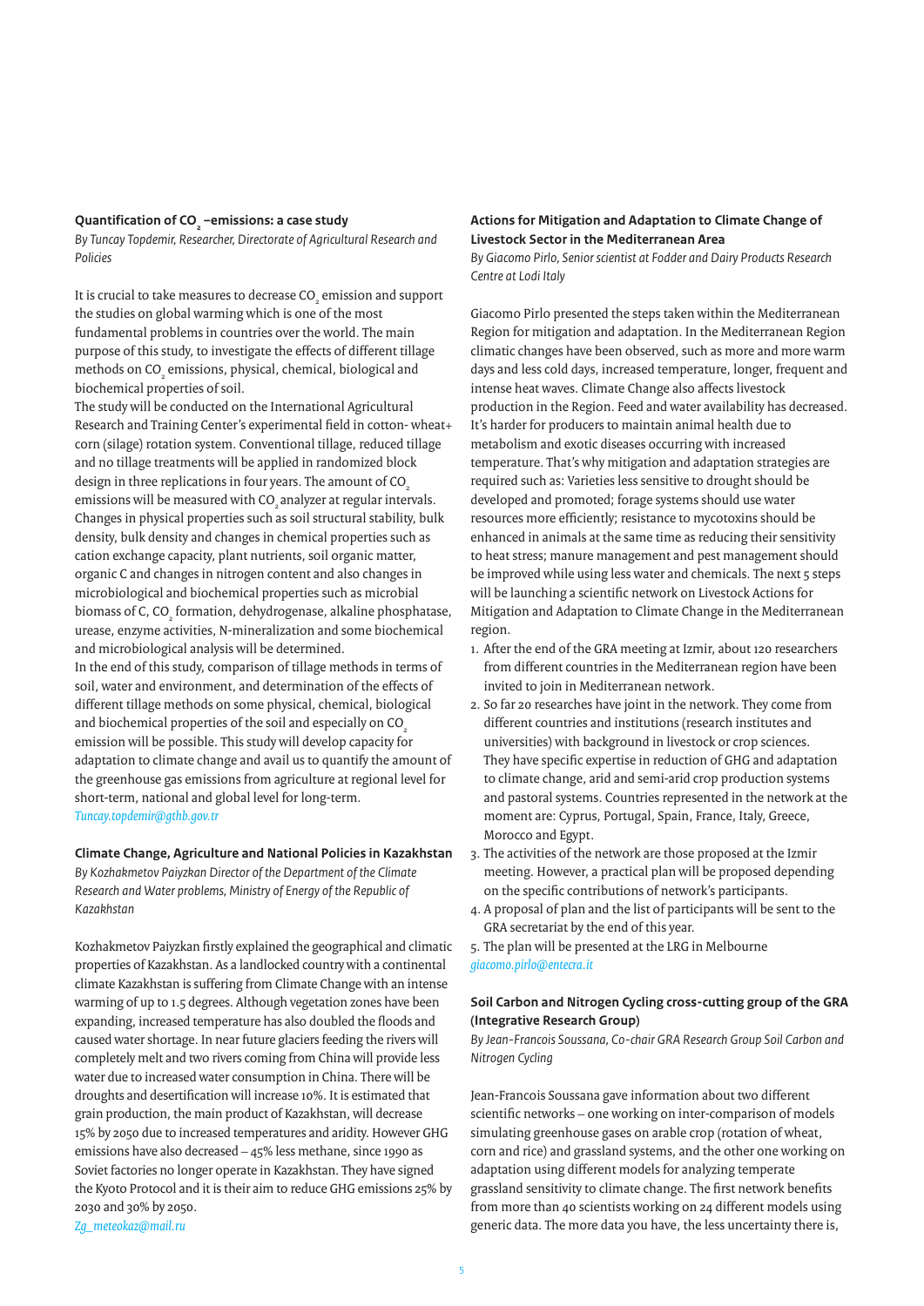### Quantification of $CO_2$ –emissions: a case study

*By Tuncay Topdemir, Researcher, Directorate of Agricultural Research and Policies*

It is crucial to take measures to decrease $CO_2$ emission and support the studies on global warming which is one of the most fundamental problems in countries over the world. The main purpose of this study, to investigate the effects of different tillage methods on $CO_2$ emissions, physical, chemical, biological and biochemical properties of soil.

The study will be conducted on the International Agricultural Research and Training Center's experimental field in cotton- wheat+ corn (silage) rotation system. Conventional tillage, reduced tillage and no tillage treatments will be applied in randomized block design in three replications in four years. The amount of $CO_2$ emissions will be measured with $CO_2$ analyzer at regular intervals. Changes in physical properties such as soil structural stability, bulk density, bulk density and changes in chemical properties such as cation exchange capacity, plant nutrients, soil organic matter, organic C and changes in nitrogen content and also changes in microbiological and biochemical properties such as microbial biomass of C, $CO_2$ formation, dehydrogenase, alkaline phosphatase, urease, enzyme activities, N-mineralization and some biochemical and microbiological analysis will be determined.

In the end of this study, comparison of tillage methods in terms of soil, water and environment, and determination of the effects of different tillage methods on some physical, chemical, biological and biochemical properties of the soil and especially on $CO_2$ emission will be possible. This study will develop capacity for adaptation to climate change and avail us to quantify the amount of the greenhouse gas emissions from agriculture at regional level for short-term, national and global level for long-term.

*Tuncay.topdemir@gthb.gov.tr*

### Climate Change, Agriculture and National Policies in Kazakhstan

*By Kozhakmetov Paiyzkan Director of the Department of the Climate Research and Water problems, Ministry of Energy of the Republic of Kazakhstan*

Kozhakmetov Paiyzkan firstly explained the geographical and climatic properties of Kazakhstan. As a landlocked country with a continental climate Kazakhstan is suffering from Climate Change with an intense warming of up to 1.5 degrees. Although vegetation zones have been expanding, increased temperature has also doubled the floods and caused water shortage. In near future glaciers feeding the rivers will completely melt and two rivers coming from China will provide less water due to increased water consumption in China. There will be droughts and desertification will increase 10%. It is estimated that grain production, the main product of Kazakhstan, will decrease 15% by 2050 due to increased temperatures and aridity. However GHG emissions have also decreased – 45% less methane, since 1990 as Soviet factories no longer operate in Kazakhstan. They have signed the Kyoto Protocol and it is their aim to reduce GHG emissions 25% by 2030 and 30% by 2050.

*Zg_meteokaz@mail.ru*

### Actions for Mitigation and Adaptation to Climate Change of Livestock Sector in the Mediterranean Area

*By Giacomo Pirlo, Senior scientist at Fodder and Dairy Products Research Centre at Lodi Italy*

Giacomo Pirlo presented the steps taken within the Mediterranean Region for mitigation and adaptation. In the Mediterranean Region climatic changes have been observed, such as more and more warm days and less cold days, increased temperature, longer, frequent and intense heat waves. Climate Change also affects livestock production in the Region. Feed and water availability has decreased. It's harder for producers to maintain animal health due to metabolism and exotic diseases occurring with increased temperature. That's why mitigation and adaptation strategies are required such as: Varieties less sensitive to drought should be developed and promoted; forage systems should use water resources more efficiently; resistance to mycotoxins should be enhanced in animals at the same time as reducing their sensitivity to heat stress; manure management and pest management should be improved while using less water and chemicals. The next 5 steps will be launching a scientific network on Livestock Actions for Mitigation and Adaptation to Climate Change in the Mediterranean region.

1. After the end of the GRA meeting at Izmir, about 120 researchers from different countries in the Mediterranean region have been invited to join in Mediterranean network.
2. So far 20 researches have joint in the network. They come from different countries and institutions (research institutes and universities) with background in livestock or crop sciences. They have specific expertise in reduction of GHG and adaptation to climate change, arid and semi-arid crop production systems and pastoral systems. Countries represented in the network at the moment are: Cyprus, Portugal, Spain, France, Italy, Greece, Morocco and Egypt.
3. The activities of the network are those proposed at the Izmir meeting. However, a practical plan will be proposed depending on the specific contributions of network's participants.
4. A proposal of plan and the list of participants will be sent to the GRA secretariat by the end of this year.
5. The plan will be presented at the LRG in Melbourne

*giacomo.pirlo@entecra.it*

### Soil Carbon and Nitrogen Cycling cross-cutting group of the GRA (Integrative Research Group)

*By Jean-Francois Soussana, Co-chair GRA Research Group Soil Carbon and Nitrogen Cycling*

Jean-Francois Soussana gave information about two different scientific networks – one working on inter-comparison of models simulating greenhouse gases on arable crop (rotation of wheat, corn and rice) and grassland systems, and the other one working on adaptation using different models for analyzing temperate grassland sensitivity to climate change. The first network benefits from more than 40 scientists working on 24 different models using generic data. The more data you have, the less uncertainty there is,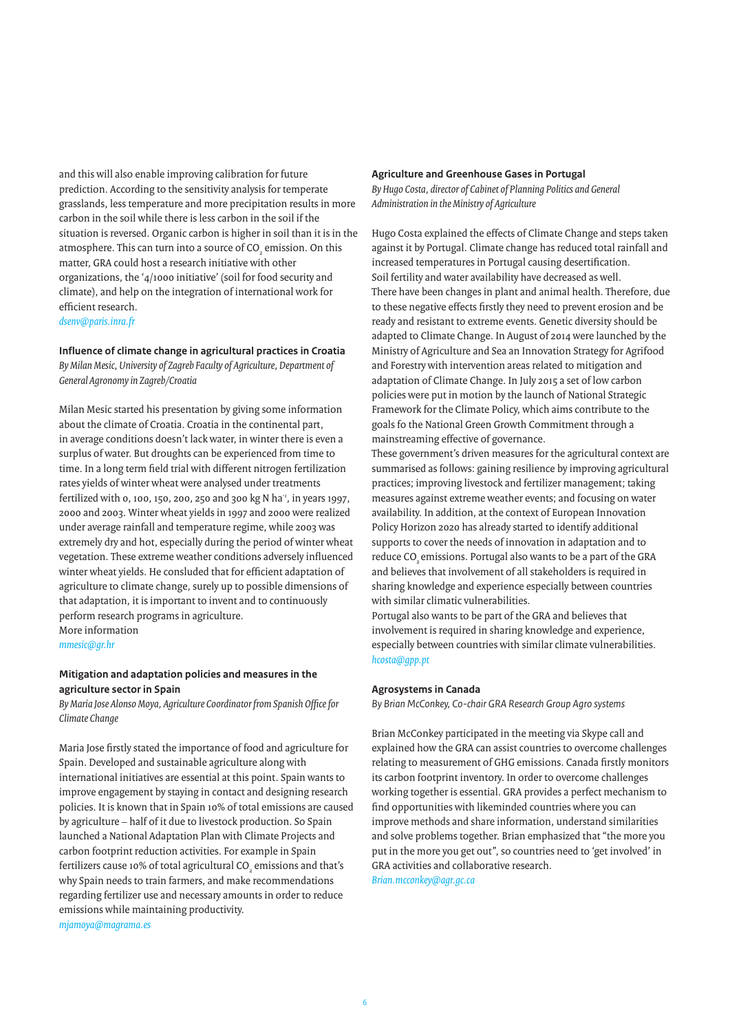and this will also enable improving calibration for future prediction. According to the sensitivity analysis for temperate grasslands, less temperature and more precipitation results in more carbon in the soil while there is less carbon in the soil if the situation is reversed. Organic carbon is higher in soil than it is in the atmosphere. This can turn into a source of $CO_2$ emission. On this matter, GRA could host a research initiative with other organizations, the '4/1000 initiative' (soil for food security and climate), and help on the integration of international work for efficient research.
*dsenv@paris.inra.fr*

### Influence of climate change in agricultural practices in Croatia

*By Milan Mesic, University of Zagreb Faculty of Agriculture, Department of General Agronomy in Zagreb/Croatia*

Milan Mesic started his presentation by giving some information about the climate of Croatia. Croatia in the continental part, in average conditions doesn't lack water, in winter there is even a surplus of water. But droughts can be experienced from time to time. In a long term field trial with different nitrogen fertilization rates yields of winter wheat were analysed under treatments fertilized with 0, 100, 150, 200, 250 and 300 kg N $ha^{-1}$, in years 1997, 2000 and 2003. Winter wheat yields in 1997 and 2000 were realized under average rainfall and temperature regime, while 2003 was extremely dry and hot, especially during the period of winter wheat vegetation. These extreme weather conditions adversely influenced winter wheat yields. He consluded that for efficient adaptation of agriculture to climate change, surely up to possible dimensions of that adaptation, it is important to invent and to continuously perform research programs in agriculture.
More information
*mmesic@gr.hr*

### Mitigation and adaptation policies and measures in the agriculture sector in Spain

*By Maria Jose Alonso Moya, Agriculture Coordinator from Spanish Office for Climate Change*

Maria Jose firstly stated the importance of food and agriculture for Spain. Developed and sustainable agriculture along with international initiatives are essential at this point. Spain wants to improve engagement by staying in contact and designing research policies. It is known that in Spain 10% of total emissions are caused by agriculture – half of it due to livestock production. So Spain launched a National Adaptation Plan with Climate Projects and carbon footprint reduction activities. For example in Spain fertilizers cause 10% of total agricultural $CO_2$ emissions and that's why Spain needs to train farmers, and make recommendations regarding fertilizer use and necessary amounts in order to reduce emissions while maintaining productivity.
*mjamoya@magrama.es*

### Agriculture and Greenhouse Gases in Portugal

*By Hugo Costa, director of Cabinet of Planning Politics and General Administration in the Ministry of Agriculture*

Hugo Costa explained the effects of Climate Change and steps taken against it by Portugal. Climate change has reduced total rainfall and increased temperatures in Portugal causing desertification.
Soil fertility and water availability have decreased as well.
There have been changes in plant and animal health. Therefore, due to these negative effects firstly they need to prevent erosion and be ready and resistant to extreme events. Genetic diversity should be adapted to Climate Change. In August of 2014 were launched by the Ministry of Agriculture and Sea an Innovation Strategy for Agrifood and Forestry with intervention areas related to mitigation and adaptation of Climate Change. In July 2015 a set of low carbon policies were put in motion by the launch of National Strategic Framework for the Climate Policy, which aims contribute to the goals fo the National Green Growth Commitment through a mainstreaming effective of governance.
These government's driven measures for the agricultural context are summarised as follows: gaining resilience by improving agricultural practices; improving livestock and fertilizer management; taking measures against extreme weather events; and focusing on water availability. In addition, at the context of European Innovation Policy Horizon 2020 has already started to identify additional supports to cover the needs of innovation in adaptation and to reduce $CO_2$ emissions. Portugal also wants to be a part of the GRA and believes that involvement of all stakeholders is required in sharing knowledge and experience especially between countries with similar climatic vulnerabilities.
Portugal also wants to be part of the GRA and believes that involvement is required in sharing knowledge and experience, especially between countries with similar climate vulnerabilities.
*hcosta@gpp.pt*

### Agrosystems in Canada

*By Brian McConkey, Co-chair GRA Research Group Agro systems*

Brian McConkey participated in the meeting via Skype call and explained how the GRA can assist countries to overcome challenges relating to measurement of GHG emissions. Canada firstly monitors its carbon footprint inventory. In order to overcome challenges working together is essential. GRA provides a perfect mechanism to find opportunities with likeminded countries where you can improve methods and share information, understand similarities and solve problems together. Brian emphasized that "the more you put in the more you get out", so countries need to 'get involved' in GRA activities and collaborative research.
*Brian.mcconkey@agr.gc.ca*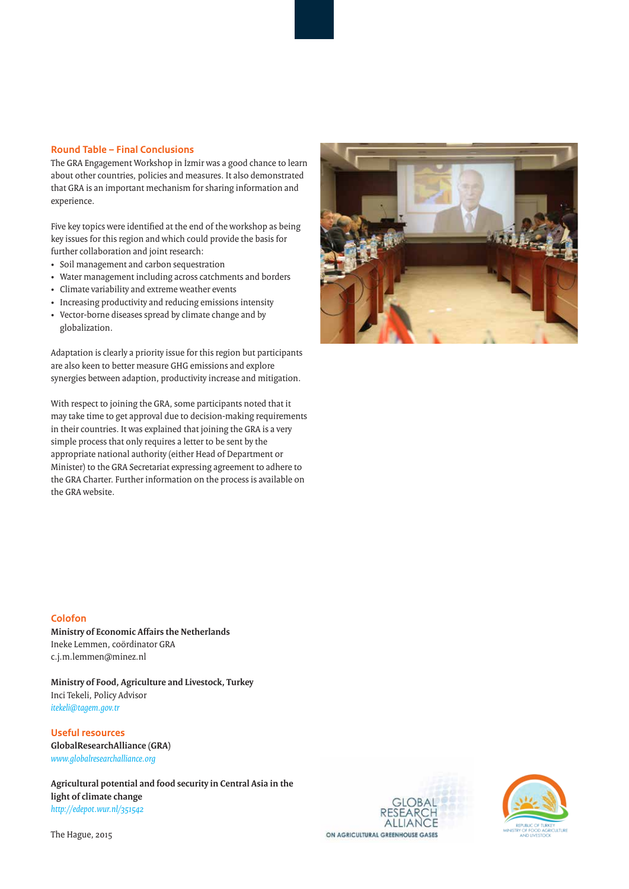## Round Table – Final Conclusions

The GRA Engagement Workshop in İzmir was a good chance to learn about other countries, policies and measures. It also demonstrated that GRA is an important mechanism for sharing information and experience.

Five key topics were identified at the end of the workshop as being key issues for this region and which could provide the basis for further collaboration and joint research:

- Soil management and carbon sequestration
- Water management including across catchments and borders
- Climate variability and extreme weather events
- Increasing productivity and reducing emissions intensity
- Vector-borne diseases spread by climate change and by globalization.

Adaptation is clearly a priority issue for this region but participants are also keen to better measure GHG emissions and explore synergies between adaption, productivity increase and mitigation.

With respect to joining the GRA, some participants noted that it may take time to get approval due to decision-making requirements in their countries. It was explained that joining the GRA is a very simple process that only requires a letter to be sent by the appropriate national authority (either Head of Department or Minister) to the GRA Secretariat expressing agreement to adhere to the GRA Charter. Further information on the process is available on the GRA website.

## Colofon

**Ministry of Economic Affairs the Netherlands**
Ineke Lemmen, coördinator GRA
c.j.m.lemmen@minez.nl

**Ministry of Food, Agriculture and Livestock, Turkey**
Inci Tekeli, Policy Advisor
*itekeli@tagem.gov.tr*

## Useful resources

**GlobalResearchAlliance (GRA)**
*www.globalresearchalliance.org*

**Agricultural potential and food security in Central Asia in the light of climate change**
*http://edepot.wur.nl/351542*

The Hague, 2015

GLOBAL RESEARCH ALLIANCE ON AGRICULTURAL GREENHOUSE GASES

REPUBLIC OF TURKEY MINISTRY OF FOOD AGRICULTURE AND LIVESTOCK